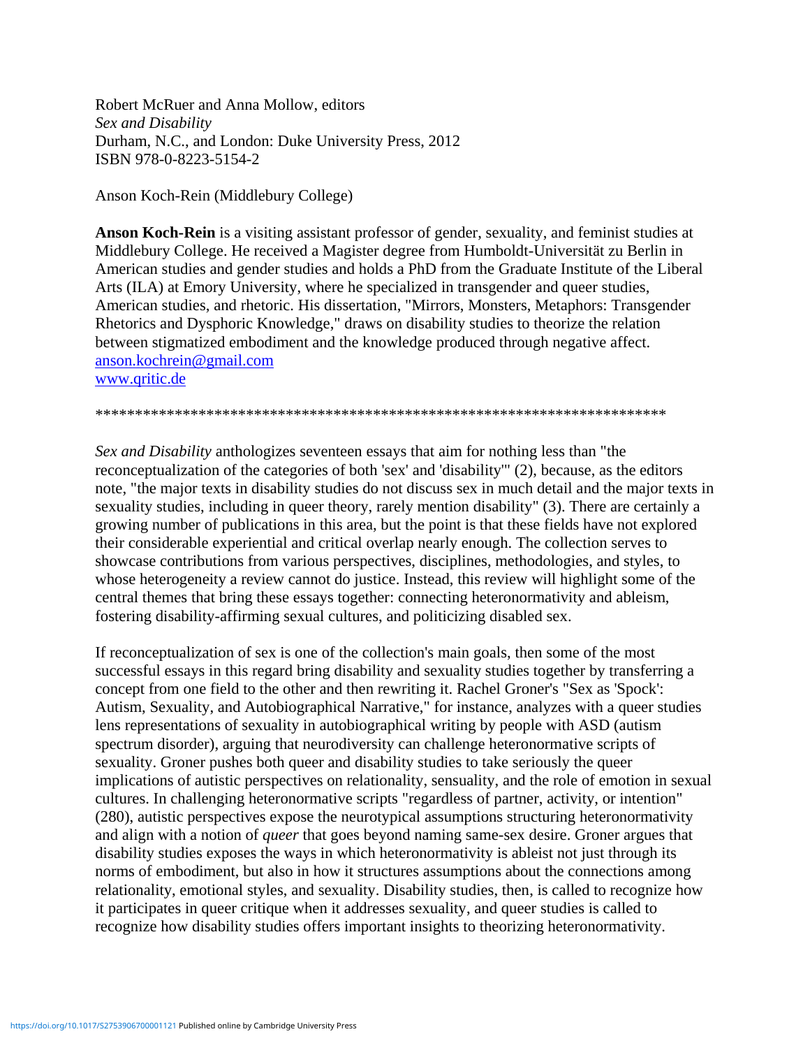Robert McRuer and Anna Mollow, editors
*Sex and Disability*
Durham, N.C., and London: Duke University Press, 2012
ISBN 978-0-8223-5154-2

Anson Koch-Rein (Middlebury College)

**Anson Koch-Rein** is a visiting assistant professor of gender, sexuality, and feminist studies at Middlebury College. He received a Magister degree from Humboldt-Universität zu Berlin in American studies and gender studies and holds a PhD from the Graduate Institute of the Liberal Arts (ILA) at Emory University, where he specialized in transgender and queer studies, American studies, and rhetoric. His dissertation, "Mirrors, Monsters, Metaphors: Transgender Rhetorics and Dysphoric Knowledge," draws on disability studies to theorize the relation between stigmatized embodiment and the knowledge produced through negative affect.
[anson.kochrein@gmail.com](mailto:anson.kochrein@gmail.com)
[www.qritic.de](http://www.qritic.de)

\*\*\*\*\*\*\*\*\*\*\*\*\*\*\*\*\*\*\*\*\*\*\*\*\*\*\*\*\*\*\*\*\*\*\*\*\*\*\*\*\*\*\*\*\*\*\*\*\*\*\*\*\*\*\*\*\*\*\*\*\*\*\*\*\*\*\*\*\*\*\*\*

*Sex and Disability* anthologizes seventeen essays that aim for nothing less than "the reconceptualization of the categories of both 'sex' and 'disability'" (2), because, as the editors note, "the major texts in disability studies do not discuss sex in much detail and the major texts in sexuality studies, including in queer theory, rarely mention disability" (3). There are certainly a growing number of publications in this area, but the point is that these fields have not explored their considerable experiential and critical overlap nearly enough. The collection serves to showcase contributions from various perspectives, disciplines, methodologies, and styles, to whose heterogeneity a review cannot do justice. Instead, this review will highlight some of the central themes that bring these essays together: connecting heteronormativity and ableism, fostering disability-affirming sexual cultures, and politicizing disabled sex.

If reconceptualization of sex is one of the collection's main goals, then some of the most successful essays in this regard bring disability and sexuality studies together by transferring a concept from one field to the other and then rewriting it. Rachel Groner's "Sex as 'Spock': Autism, Sexuality, and Autobiographical Narrative," for instance, analyzes with a queer studies lens representations of sexuality in autobiographical writing by people with ASD (autism spectrum disorder), arguing that neurodiversity can challenge heteronormative scripts of sexuality. Groner pushes both queer and disability studies to take seriously the queer implications of autistic perspectives on relationality, sensuality, and the role of emotion in sexual cultures. In challenging heteronormative scripts "regardless of partner, activity, or intention" (280), autistic perspectives expose the neurotypical assumptions structuring heteronormativity and align with a notion of *queer* that goes beyond naming same-sex desire. Groner argues that disability studies exposes the ways in which heteronormativity is ableist not just through its norms of embodiment, but also in how it structures assumptions about the connections among relationality, emotional styles, and sexuality. Disability studies, then, is called to recognize how it participates in queer critique when it addresses sexuality, and queer studies is called to recognize how disability studies offers important insights to theorizing heteronormativity.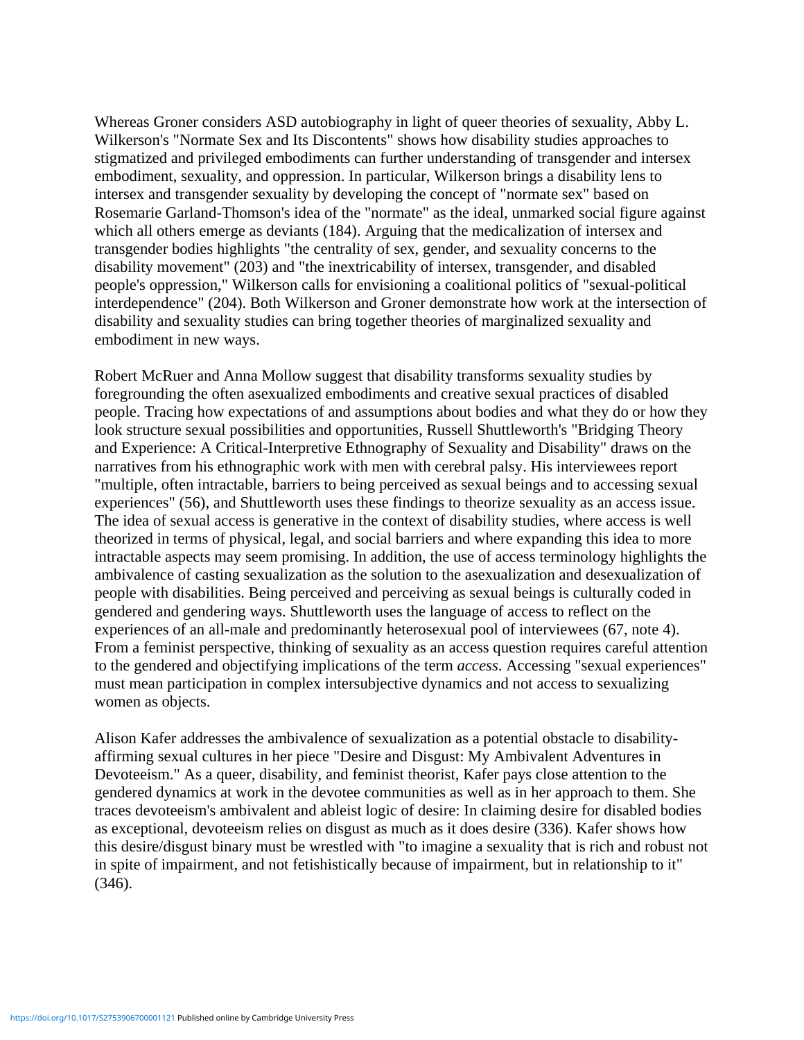Whereas Groner considers ASD autobiography in light of queer theories of sexuality, Abby L. Wilkerson's "Normate Sex and Its Discontents" shows how disability studies approaches to stigmatized and privileged embodiments can further understanding of transgender and intersex embodiment, sexuality, and oppression. In particular, Wilkerson brings a disability lens to intersex and transgender sexuality by developing the concept of "normate sex" based on Rosemarie Garland-Thomson's idea of the "normate" as the ideal, unmarked social figure against which all others emerge as deviants (184). Arguing that the medicalization of intersex and transgender bodies highlights "the centrality of sex, gender, and sexuality concerns to the disability movement" (203) and "the inextricability of intersex, transgender, and disabled people's oppression," Wilkerson calls for envisioning a coalitional politics of "sexual-political interdependence" (204). Both Wilkerson and Groner demonstrate how work at the intersection of disability and sexuality studies can bring together theories of marginalized sexuality and embodiment in new ways.

Robert McRuer and Anna Mollow suggest that disability transforms sexuality studies by foregrounding the often asexualized embodiments and creative sexual practices of disabled people. Tracing how expectations of and assumptions about bodies and what they do or how they look structure sexual possibilities and opportunities, Russell Shuttleworth's "Bridging Theory and Experience: A Critical-Interpretive Ethnography of Sexuality and Disability" draws on the narratives from his ethnographic work with men with cerebral palsy. His interviewees report "multiple, often intractable, barriers to being perceived as sexual beings and to accessing sexual experiences" (56), and Shuttleworth uses these findings to theorize sexuality as an access issue. The idea of sexual access is generative in the context of disability studies, where access is well theorized in terms of physical, legal, and social barriers and where expanding this idea to more intractable aspects may seem promising. In addition, the use of access terminology highlights the ambivalence of casting sexualization as the solution to the asexualization and desexualization of people with disabilities. Being perceived and perceiving as sexual beings is culturally coded in gendered and gendering ways. Shuttleworth uses the language of access to reflect on the experiences of an all-male and predominantly heterosexual pool of interviewees (67, note 4). From a feminist perspective, thinking of sexuality as an access question requires careful attention to the gendered and objectifying implications of the term *access*. Accessing "sexual experiences" must mean participation in complex intersubjective dynamics and not access to sexualizing women as objects.

Alison Kafer addresses the ambivalence of sexualization as a potential obstacle to disability-affirming sexual cultures in her piece "Desire and Disgust: My Ambivalent Adventures in Devoteeism." As a queer, disability, and feminist theorist, Kafer pays close attention to the gendered dynamics at work in the devotee communities as well as in her approach to them. She traces devoteeism's ambivalent and ableist logic of desire: In claiming desire for disabled bodies as exceptional, devoteeism relies on disgust as much as it does desire (336). Kafer shows how this desire/disgust binary must be wrestled with "to imagine a sexuality that is rich and robust not in spite of impairment, and not fetishistically because of impairment, but in relationship to it" (346).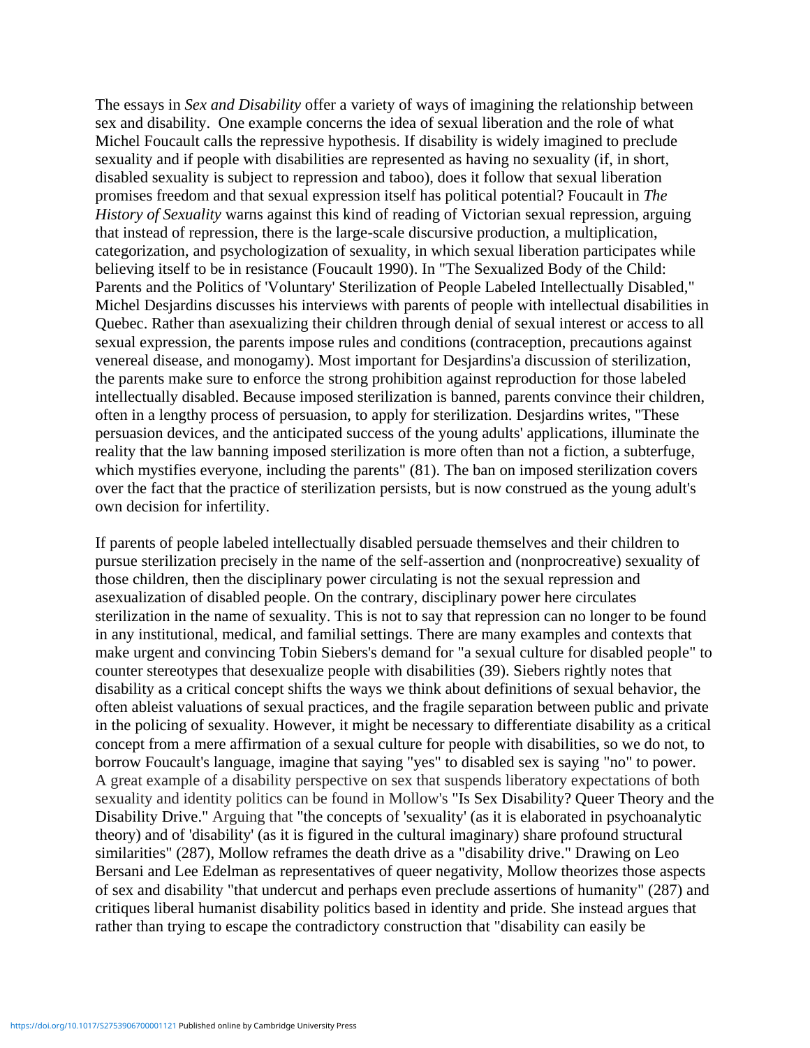The essays in *Sex and Disability* offer a variety of ways of imagining the relationship between sex and disability. One example concerns the idea of sexual liberation and the role of what Michel Foucault calls the repressive hypothesis. If disability is widely imagined to preclude sexuality and if people with disabilities are represented as having no sexuality (if, in short, disabled sexuality is subject to repression and taboo), does it follow that sexual liberation promises freedom and that sexual expression itself has political potential? Foucault in *The History of Sexuality* warns against this kind of reading of Victorian sexual repression, arguing that instead of repression, there is the large-scale discursive production, a multiplication, categorization, and psychologization of sexuality, in which sexual liberation participates while believing itself to be in resistance (Foucault 1990). In "The Sexualized Body of the Child: Parents and the Politics of 'Voluntary' Sterilization of People Labeled Intellectually Disabled," Michel Desjardins discusses his interviews with parents of people with intellectual disabilities in Quebec. Rather than asexualizing their children through denial of sexual interest or access to all sexual expression, the parents impose rules and conditions (contraception, precautions against venereal disease, and monogamy). Most important for Desjardins'a discussion of sterilization, the parents make sure to enforce the strong prohibition against reproduction for those labeled intellectually disabled. Because imposed sterilization is banned, parents convince their children, often in a lengthy process of persuasion, to apply for sterilization. Desjardins writes, "These persuasion devices, and the anticipated success of the young adults' applications, illuminate the reality that the law banning imposed sterilization is more often than not a fiction, a subterfuge, which mystifies everyone, including the parents" (81). The ban on imposed sterilization covers over the fact that the practice of sterilization persists, but is now construed as the young adult's own decision for infertility.

If parents of people labeled intellectually disabled persuade themselves and their children to pursue sterilization precisely in the name of the self-assertion and (nonprocreative) sexuality of those children, then the disciplinary power circulating is not the sexual repression and asexualization of disabled people. On the contrary, disciplinary power here circulates sterilization in the name of sexuality. This is not to say that repression can no longer to be found in any institutional, medical, and familial settings. There are many examples and contexts that make urgent and convincing Tobin Siebers's demand for "a sexual culture for disabled people" to counter stereotypes that desexualize people with disabilities (39). Siebers rightly notes that disability as a critical concept shifts the ways we think about definitions of sexual behavior, the often ableist valuations of sexual practices, and the fragile separation between public and private in the policing of sexuality. However, it might be necessary to differentiate disability as a critical concept from a mere affirmation of a sexual culture for people with disabilities, so we do not, to borrow Foucault's language, imagine that saying "yes" to disabled sex is saying "no" to power. A great example of a disability perspective on sex that suspends liberatory expectations of both sexuality and identity politics can be found in Mollow's "Is Sex Disability? Queer Theory and the Disability Drive." Arguing that "the concepts of 'sexuality' (as it is elaborated in psychoanalytic theory) and of 'disability' (as it is figured in the cultural imaginary) share profound structural similarities" (287), Mollow reframes the death drive as a "disability drive." Drawing on Leo Bersani and Lee Edelman as representatives of queer negativity, Mollow theorizes those aspects of sex and disability "that undercut and perhaps even preclude assertions of humanity" (287) and critiques liberal humanist disability politics based in identity and pride. She instead argues that rather than trying to escape the contradictory construction that "disability can easily be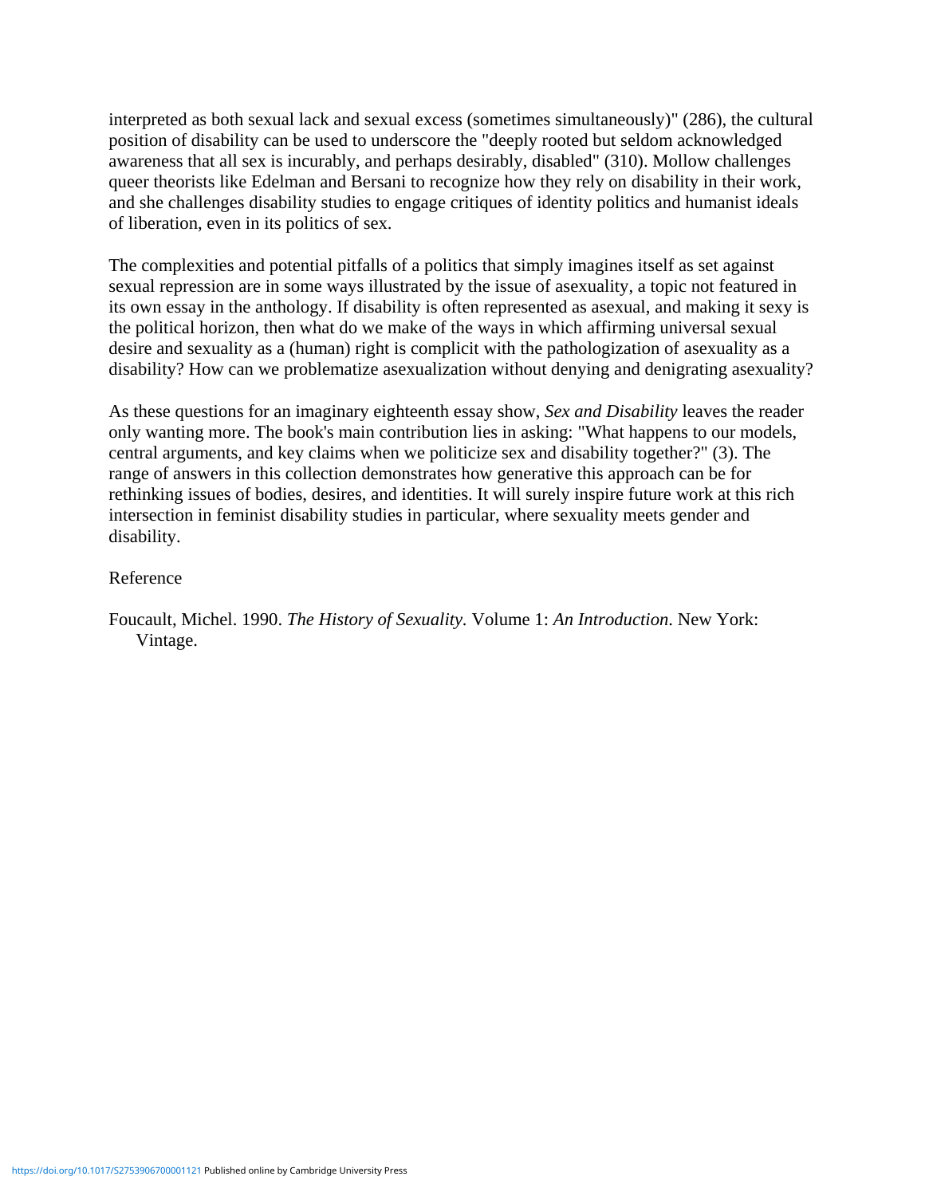interpreted as both sexual lack and sexual excess (sometimes simultaneously)" (286), the cultural position of disability can be used to underscore the "deeply rooted but seldom acknowledged awareness that all sex is incurably, and perhaps desirably, disabled" (310). Mollow challenges queer theorists like Edelman and Bersani to recognize how they rely on disability in their work, and she challenges disability studies to engage critiques of identity politics and humanist ideals of liberation, even in its politics of sex.

The complexities and potential pitfalls of a politics that simply imagines itself as set against sexual repression are in some ways illustrated by the issue of asexuality, a topic not featured in its own essay in the anthology. If disability is often represented as asexual, and making it sexy is the political horizon, then what do we make of the ways in which affirming universal sexual desire and sexuality as a (human) right is complicit with the pathologization of asexuality as a disability? How can we problematize asexualization without denying and denigrating asexuality?

As these questions for an imaginary eighteenth essay show, *Sex and Disability* leaves the reader only wanting more. The book's main contribution lies in asking: "What happens to our models, central arguments, and key claims when we politicize sex and disability together?" (3). The range of answers in this collection demonstrates how generative this approach can be for rethinking issues of bodies, desires, and identities. It will surely inspire future work at this rich intersection in feminist disability studies in particular, where sexuality meets gender and disability.

## Reference

Foucault, Michel. 1990. *The History of Sexuality.* Volume 1: *An Introduction*. New York: Vintage.